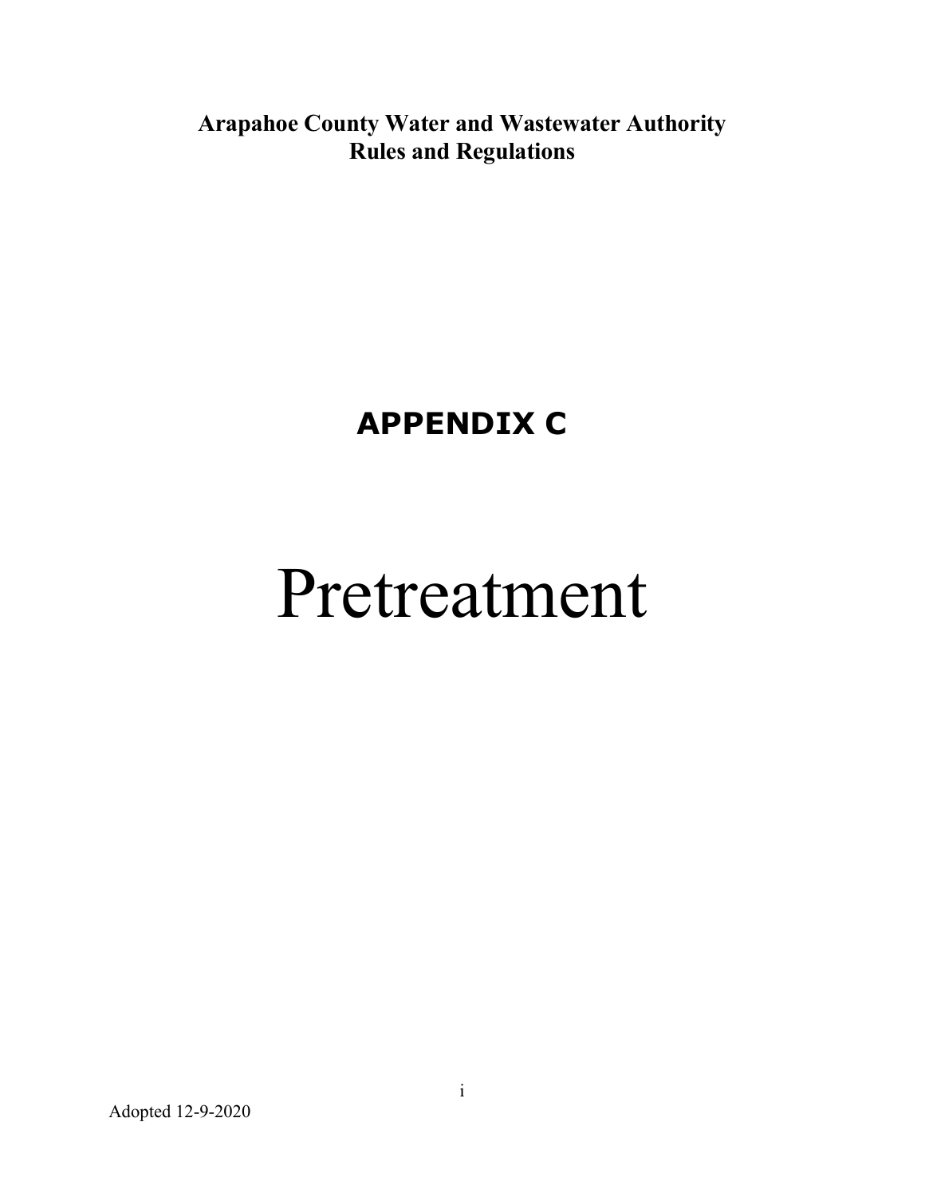**Arapahoe County Water and Wastewater Authority**
**Rules and Regulations**

# APPENDIX C

# Pretreatment

Adopted 12-9-2020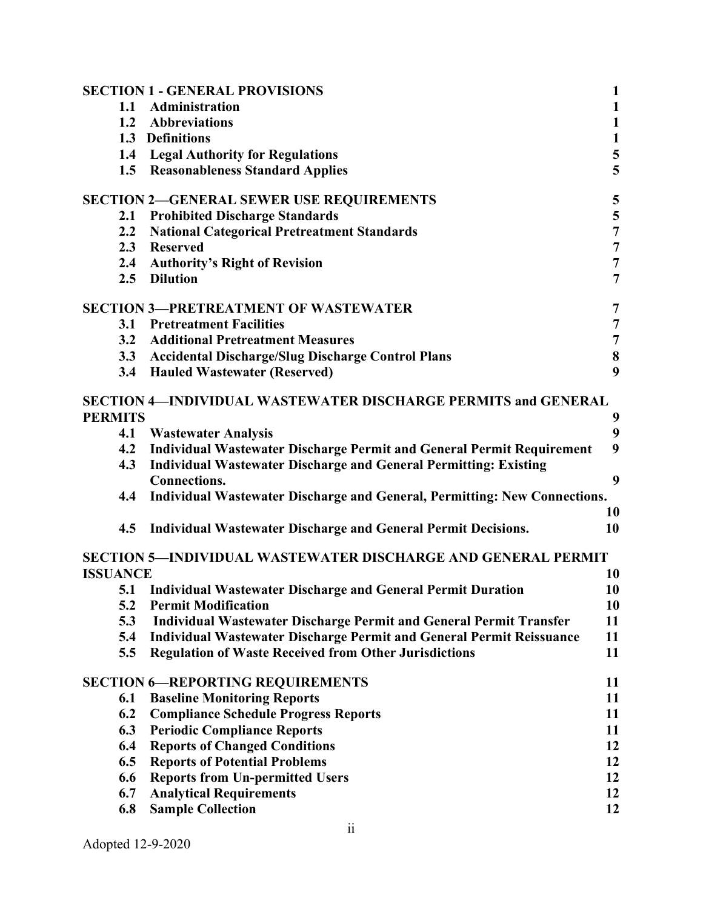**SECTION 1 - GENERAL PROVISIONS** 1

- **1.1 Administration** 1
- **1.2 Abbreviations** 1
- **1.3 Definitions** 1
- **1.4 Legal Authority for Regulations** 5
- **1.5 Reasonableness Standard Applies** 5

**SECTION 2—GENERAL SEWER USE REQUIREMENTS** 5

- **2.1 Prohibited Discharge Standards** 5
- **2.2 National Categorical Pretreatment Standards** 7
- **2.3 Reserved** 7
- **2.4 Authority's Right of Revision** 7
- **2.5 Dilution** 7

**SECTION 3—PRETREATMENT OF WASTEWATER** 7

- **3.1 Pretreatment Facilities** 7
- **3.2 Additional Pretreatment Measures** 7
- **3.3 Accidental Discharge/Slug Discharge Control Plans** 8
- **3.4 Hauled Wastewater (Reserved)** 9

**SECTION 4—INDIVIDUAL WASTEWATER DISCHARGE PERMITS and GENERAL PERMITS** 9

- **4.1 Wastewater Analysis** 9
- **4.2 Individual Wastewater Discharge Permit and General Permit Requirement** 9
- **4.3 Individual Wastewater Discharge and General Permitting: Existing Connections.** 9
- **4.4 Individual Wastewater Discharge and General, Permitting: New Connections.** 10
- **4.5 Individual Wastewater Discharge and General Permit Decisions.** 10

**SECTION 5—INDIVIDUAL WASTEWATER DISCHARGE AND GENERAL PERMIT ISSUANCE** 10

- **5.1 Individual Wastewater Discharge and General Permit Duration** 10
- **5.2 Permit Modification** 10
- **5.3 Individual Wastewater Discharge Permit and General Permit Transfer** 11
- **5.4 Individual Wastewater Discharge Permit and General Permit Reissuance** 11
- **5.5 Regulation of Waste Received from Other Jurisdictions** 11

**SECTION 6—REPORTING REQUIREMENTS** 11

- **6.1 Baseline Monitoring Reports** 11
- **6.2 Compliance Schedule Progress Reports** 11
- **6.3 Periodic Compliance Reports** 11
- **6.4 Reports of Changed Conditions** 12
- **6.5 Reports of Potential Problems** 12
- **6.6 Reports from Un-permitted Users** 12
- **6.7 Analytical Requirements** 12
- **6.8 Sample Collection** 12

Adopted 12-9-2020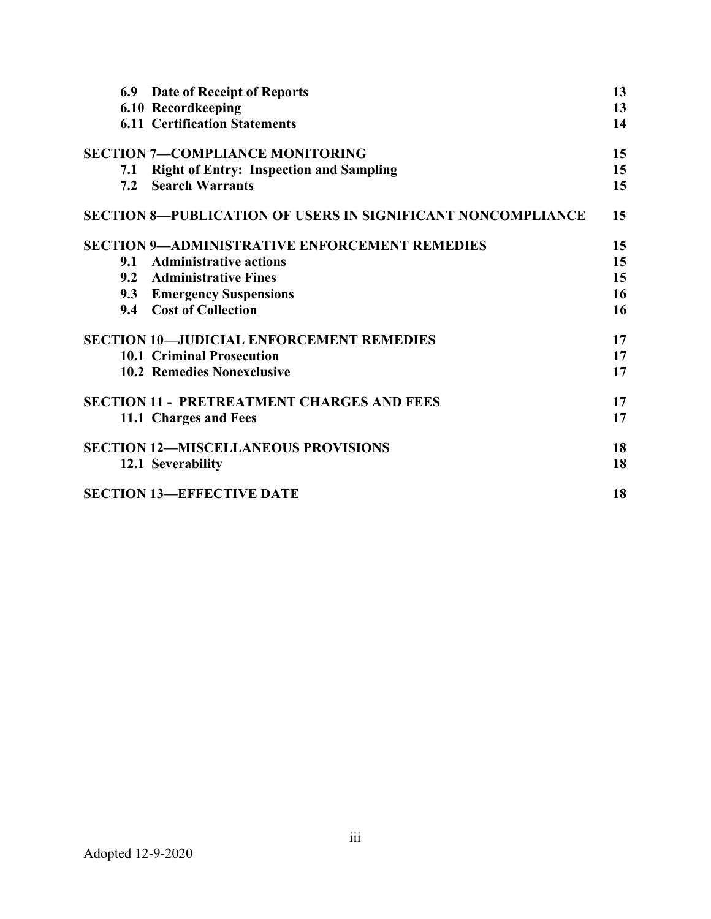| | |
|---|---|
| **6.9 Date of Receipt of Reports** | **13** |
| **6.10 Recordkeeping** | **13** |
| **6.11 Certification Statements** | **14** |
| **SECTION 7—COMPLIANCE MONITORING** | **15** |
| **7.1 Right of Entry: Inspection and Sampling** | **15** |
| **7.2 Search Warrants** | **15** |
| **SECTION 8—PUBLICATION OF USERS IN SIGNIFICANT NONCOMPLIANCE** | **15** |
| **SECTION 9—ADMINISTRATIVE ENFORCEMENT REMEDIES** | **15** |
| **9.1 Administrative actions** | **15** |
| **9.2 Administrative Fines** | **15** |
| **9.3 Emergency Suspensions** | **16** |
| **9.4 Cost of Collection** | **16** |
| **SECTION 10—JUDICIAL ENFORCEMENT REMEDIES** | **17** |
| **10.1 Criminal Prosecution** | **17** |
| **10.2 Remedies Nonexclusive** | **17** |
| **SECTION 11 - PRETREATMENT CHARGES AND FEES** | **17** |
| **11.1 Charges and Fees** | **17** |
| **SECTION 12—MISCELLANEOUS PROVISIONS** | **18** |
| **12.1 Severability** | **18** |
| **SECTION 13—EFFECTIVE DATE** | **18** |

Adopted 12-9-2020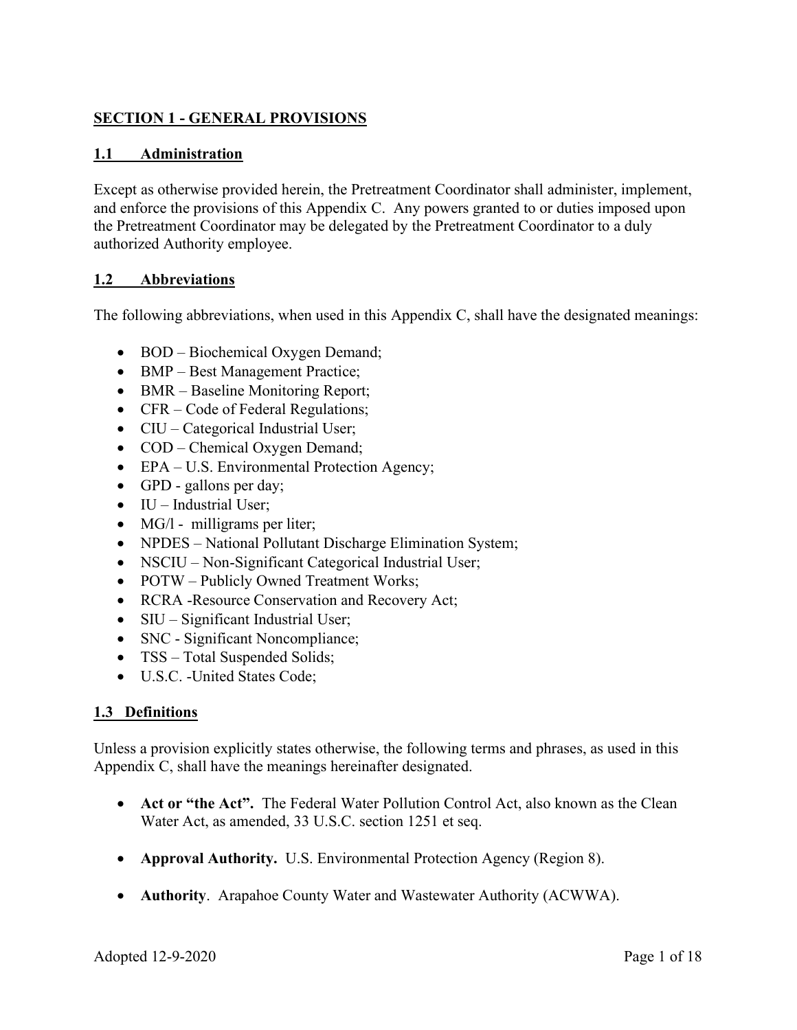## SECTION 1 - GENERAL PROVISIONS

### 1.1 Administration

Except as otherwise provided herein, the Pretreatment Coordinator shall administer, implement, and enforce the provisions of this Appendix C. Any powers granted to or duties imposed upon the Pretreatment Coordinator may be delegated by the Pretreatment Coordinator to a duly authorized Authority employee.

### 1.2 Abbreviations

The following abbreviations, when used in this Appendix C, shall have the designated meanings:

- BOD – Biochemical Oxygen Demand;
- BMP – Best Management Practice;
- BMR – Baseline Monitoring Report;
- CFR – Code of Federal Regulations;
- CIU – Categorical Industrial User;
- COD – Chemical Oxygen Demand;
- EPA – U.S. Environmental Protection Agency;
- GPD - gallons per day;
- IU – Industrial User;
- MG/l - milligrams per liter;
- NPDES – National Pollutant Discharge Elimination System;
- NSCIU – Non-Significant Categorical Industrial User;
- POTW – Publicly Owned Treatment Works;
- RCRA -Resource Conservation and Recovery Act;
- SIU – Significant Industrial User;
- SNC - Significant Noncompliance;
- TSS – Total Suspended Solids;
- U.S.C. -United States Code;

### 1.3 Definitions

Unless a provision explicitly states otherwise, the following terms and phrases, as used in this Appendix C, shall have the meanings hereinafter designated.

- **Act or "the Act".** The Federal Water Pollution Control Act, also known as the Clean Water Act, as amended, 33 U.S.C. section 1251 et seq.
- **Approval Authority.** U.S. Environmental Protection Agency (Region 8).
- **Authority**. Arapahoe County Water and Wastewater Authority (ACWWA).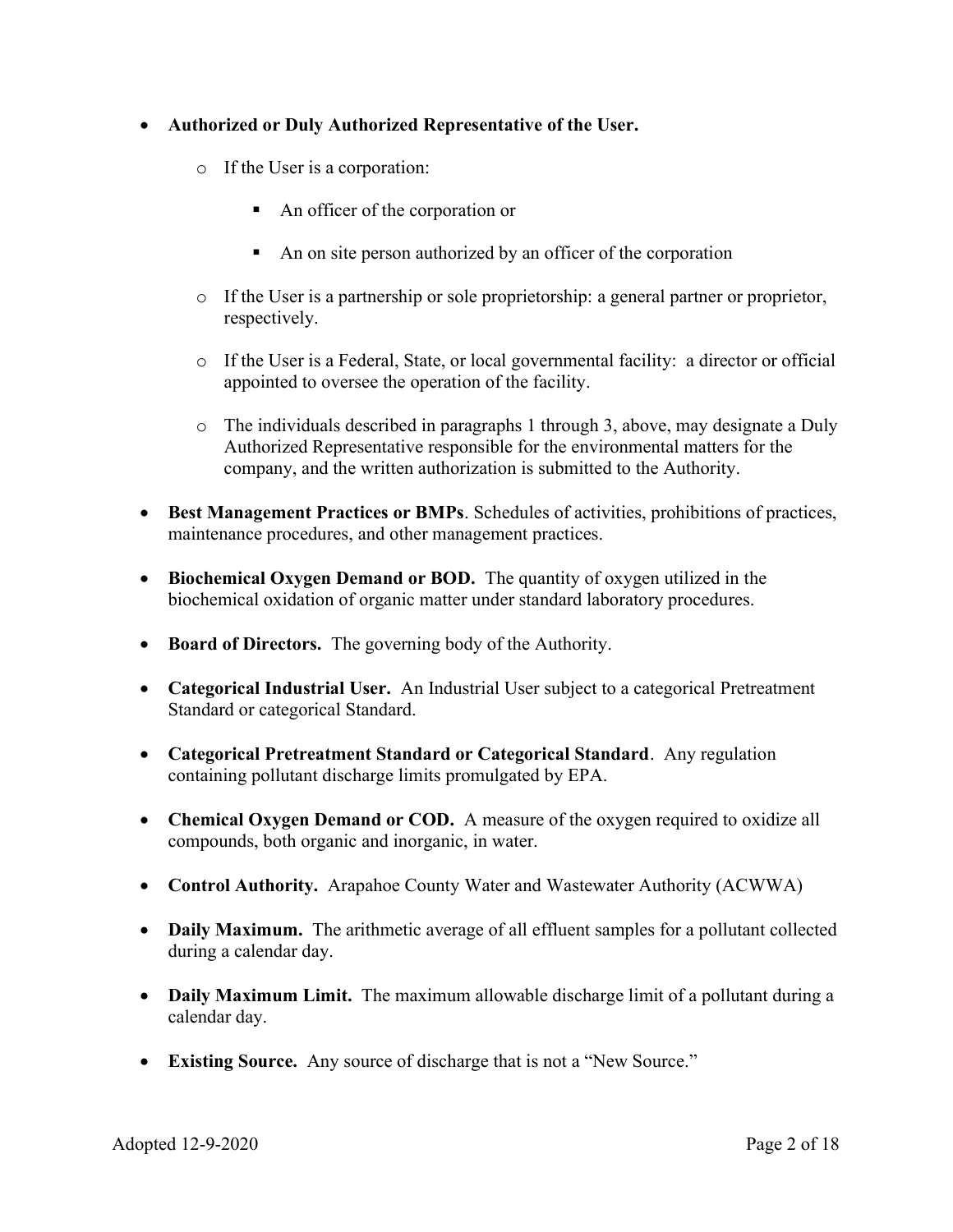- **Authorized or Duly Authorized Representative of the User.**
  - If the User is a corporation:
    - An officer of the corporation or
    - An on site person authorized by an officer of the corporation
  - If the User is a partnership or sole proprietorship: a general partner or proprietor, respectively.
  - If the User is a Federal, State, or local governmental facility: a director or official appointed to oversee the operation of the facility.
  - The individuals described in paragraphs 1 through 3, above, may designate a Duly Authorized Representative responsible for the environmental matters for the company, and the written authorization is submitted to the Authority.
- **Best Management Practices or BMPs**. Schedules of activities, prohibitions of practices, maintenance procedures, and other management practices.
- **Biochemical Oxygen Demand or BOD.** The quantity of oxygen utilized in the biochemical oxidation of organic matter under standard laboratory procedures.
- **Board of Directors.** The governing body of the Authority.
- **Categorical Industrial User.** An Industrial User subject to a categorical Pretreatment Standard or categorical Standard.
- **Categorical Pretreatment Standard or Categorical Standard**. Any regulation containing pollutant discharge limits promulgated by EPA.
- **Chemical Oxygen Demand or COD.** A measure of the oxygen required to oxidize all compounds, both organic and inorganic, in water.
- **Control Authority.** Arapahoe County Water and Wastewater Authority (ACWWA)
- **Daily Maximum.** The arithmetic average of all effluent samples for a pollutant collected during a calendar day.
- **Daily Maximum Limit.** The maximum allowable discharge limit of a pollutant during a calendar day.
- **Existing Source.** Any source of discharge that is not a "New Source."

Adopted 12-9-2020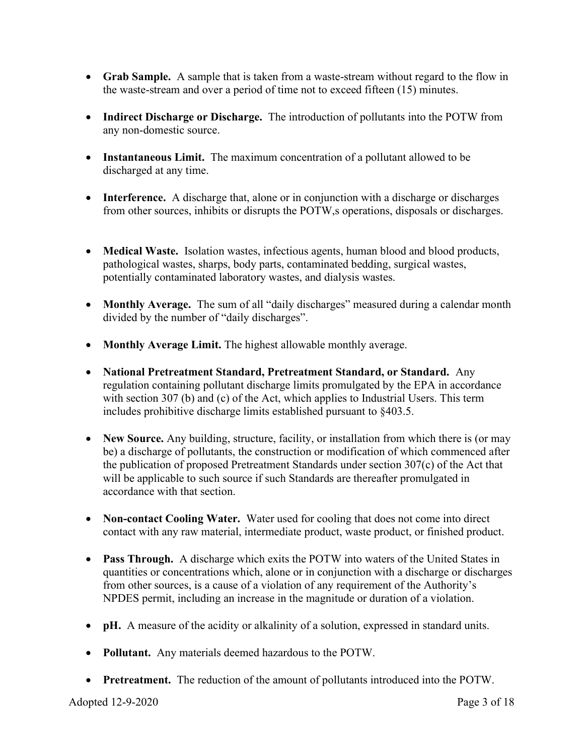- **Grab Sample.** A sample that is taken from a waste-stream without regard to the flow in the waste-stream and over a period of time not to exceed fifteen (15) minutes.

- **Indirect Discharge or Discharge.** The introduction of pollutants into the POTW from any non-domestic source.

- **Instantaneous Limit.** The maximum concentration of a pollutant allowed to be discharged at any time.

- **Interference.** A discharge that, alone or in conjunction with a discharge or discharges from other sources, inhibits or disrupts the POTW,s operations, disposals or discharges.

- **Medical Waste.** Isolation wastes, infectious agents, human blood and blood products, pathological wastes, sharps, body parts, contaminated bedding, surgical wastes, potentially contaminated laboratory wastes, and dialysis wastes.

- **Monthly Average.** The sum of all "daily discharges" measured during a calendar month divided by the number of "daily discharges".

- **Monthly Average Limit.** The highest allowable monthly average.

- **National Pretreatment Standard, Pretreatment Standard, or Standard.** Any regulation containing pollutant discharge limits promulgated by the EPA in accordance with section 307 (b) and (c) of the Act, which applies to Industrial Users. This term includes prohibitive discharge limits established pursuant to §403.5.

- **New Source.** Any building, structure, facility, or installation from which there is (or may be) a discharge of pollutants, the construction or modification of which commenced after the publication of proposed Pretreatment Standards under section 307(c) of the Act that will be applicable to such source if such Standards are thereafter promulgated in accordance with that section.

- **Non-contact Cooling Water.** Water used for cooling that does not come into direct contact with any raw material, intermediate product, waste product, or finished product.

- **Pass Through.** A discharge which exits the POTW into waters of the United States in quantities or concentrations which, alone or in conjunction with a discharge or discharges from other sources, is a cause of a violation of any requirement of the Authority's NPDES permit, including an increase in the magnitude or duration of a violation.

- **pH.** A measure of the acidity or alkalinity of a solution, expressed in standard units.

- **Pollutant.** Any materials deemed hazardous to the POTW.

- **Pretreatment.** The reduction of the amount of pollutants introduced into the POTW.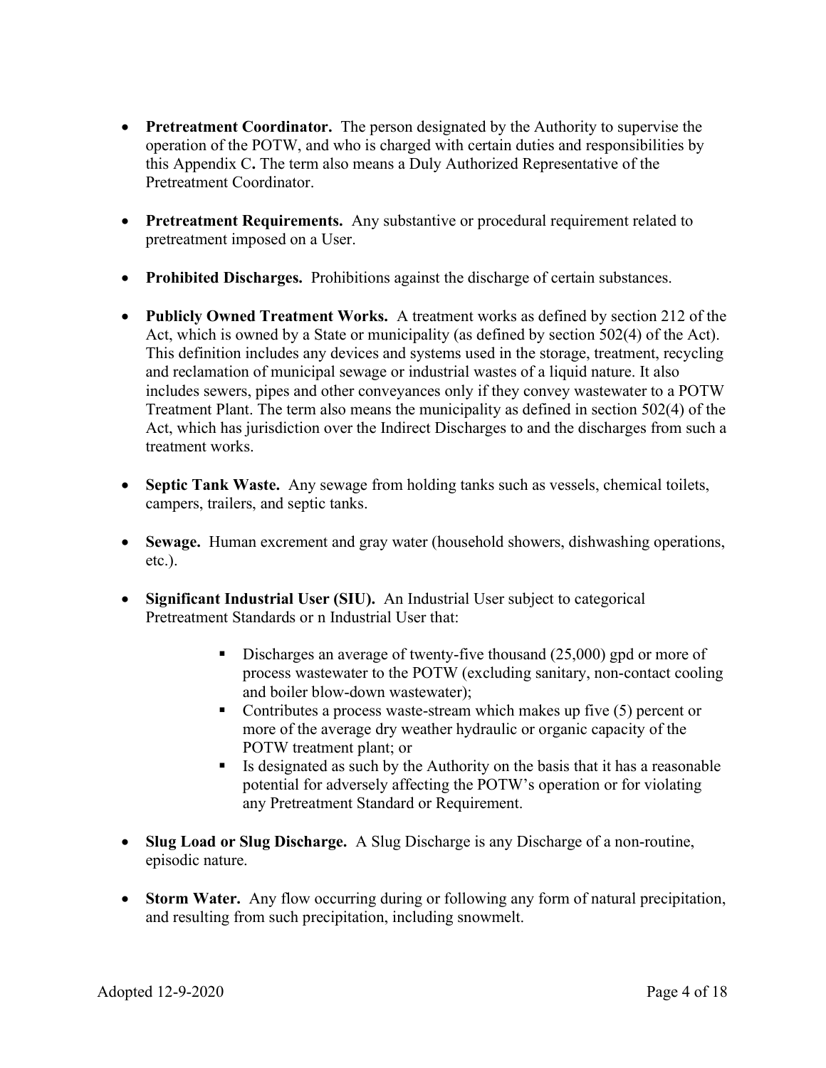- **Pretreatment Coordinator.** The person designated by the Authority to supervise the operation of the POTW, and who is charged with certain duties and responsibilities by this Appendix C**.** The term also means a Duly Authorized Representative of the Pretreatment Coordinator.

- **Pretreatment Requirements.** Any substantive or procedural requirement related to pretreatment imposed on a User.

- **Prohibited Discharges.** Prohibitions against the discharge of certain substances.

- **Publicly Owned Treatment Works.** A treatment works as defined by section 212 of the Act, which is owned by a State or municipality (as defined by section 502(4) of the Act). This definition includes any devices and systems used in the storage, treatment, recycling and reclamation of municipal sewage or industrial wastes of a liquid nature. It also includes sewers, pipes and other conveyances only if they convey wastewater to a POTW Treatment Plant. The term also means the municipality as defined in section 502(4) of the Act, which has jurisdiction over the Indirect Discharges to and the discharges from such a treatment works.

- **Septic Tank Waste.** Any sewage from holding tanks such as vessels, chemical toilets, campers, trailers, and septic tanks.

- **Sewage.** Human excrement and gray water (household showers, dishwashing operations, etc.).

- **Significant Industrial User (SIU).** An Industrial User subject to categorical Pretreatment Standards or n Industrial User that:

  - Discharges an average of twenty-five thousand (25,000) gpd or more of process wastewater to the POTW (excluding sanitary, non-contact cooling and boiler blow-down wastewater);
  - Contributes a process waste-stream which makes up five (5) percent or more of the average dry weather hydraulic or organic capacity of the POTW treatment plant; or
  - Is designated as such by the Authority on the basis that it has a reasonable potential for adversely affecting the POTW's operation or for violating any Pretreatment Standard or Requirement.

- **Slug Load or Slug Discharge.** A Slug Discharge is any Discharge of a non-routine, episodic nature.

- **Storm Water.** Any flow occurring during or following any form of natural precipitation, and resulting from such precipitation, including snowmelt.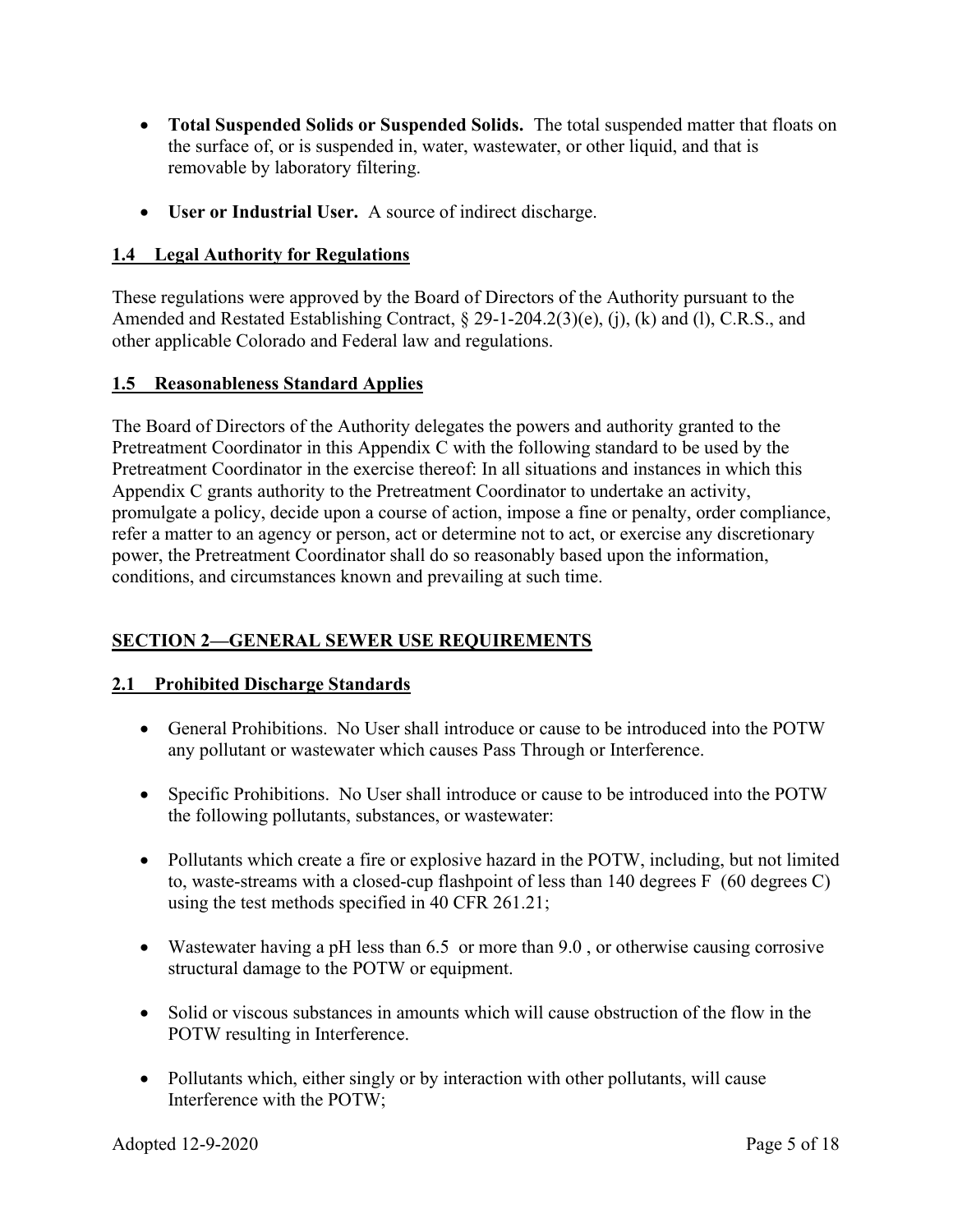- **Total Suspended Solids or Suspended Solids.** The total suspended matter that floats on the surface of, or is suspended in, water, wastewater, or other liquid, and that is removable by laboratory filtering.

- **User or Industrial User.** A source of indirect discharge.

## 1.4 Legal Authority for Regulations

These regulations were approved by the Board of Directors of the Authority pursuant to the Amended and Restated Establishing Contract, § 29-1-204.2(3)(e), (j), (k) and (l), C.R.S., and other applicable Colorado and Federal law and regulations.

## 1.5 Reasonableness Standard Applies

The Board of Directors of the Authority delegates the powers and authority granted to the Pretreatment Coordinator in this Appendix C with the following standard to be used by the Pretreatment Coordinator in the exercise thereof: In all situations and instances in which this Appendix C grants authority to the Pretreatment Coordinator to undertake an activity, promulgate a policy, decide upon a course of action, impose a fine or penalty, order compliance, refer a matter to an agency or person, act or determine not to act, or exercise any discretionary power, the Pretreatment Coordinator shall do so reasonably based upon the information, conditions, and circumstances known and prevailing at such time.

# SECTION 2—GENERAL SEWER USE REQUIREMENTS

## 2.1 Prohibited Discharge Standards

- General Prohibitions. No User shall introduce or cause to be introduced into the POTW any pollutant or wastewater which causes Pass Through or Interference.

- Specific Prohibitions. No User shall introduce or cause to be introduced into the POTW the following pollutants, substances, or wastewater:

- Pollutants which create a fire or explosive hazard in the POTW, including, but not limited to, waste-streams with a closed-cup flashpoint of less than 140 degrees F (60 degrees C) using the test methods specified in 40 CFR 261.21;

- Wastewater having a pH less than 6.5 or more than 9.0 , or otherwise causing corrosive structural damage to the POTW or equipment.

- Solid or viscous substances in amounts which will cause obstruction of the flow in the POTW resulting in Interference.

- Pollutants which, either singly or by interaction with other pollutants, will cause Interference with the POTW;

Adopted 12-9-2020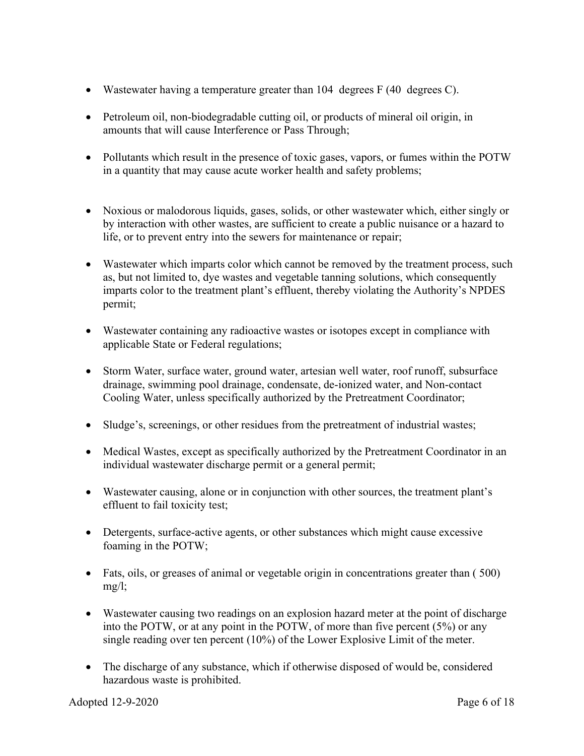- Wastewater having a temperature greater than 104 degrees F (40 degrees C).

- Petroleum oil, non-biodegradable cutting oil, or products of mineral oil origin, in amounts that will cause Interference or Pass Through;

- Pollutants which result in the presence of toxic gases, vapors, or fumes within the POTW in a quantity that may cause acute worker health and safety problems;

- Noxious or malodorous liquids, gases, solids, or other wastewater which, either singly or by interaction with other wastes, are sufficient to create a public nuisance or a hazard to life, or to prevent entry into the sewers for maintenance or repair;

- Wastewater which imparts color which cannot be removed by the treatment process, such as, but not limited to, dye wastes and vegetable tanning solutions, which consequently imparts color to the treatment plant's effluent, thereby violating the Authority's NPDES permit;

- Wastewater containing any radioactive wastes or isotopes except in compliance with applicable State or Federal regulations;

- Storm Water, surface water, ground water, artesian well water, roof runoff, subsurface drainage, swimming pool drainage, condensate, de-ionized water, and Non-contact Cooling Water, unless specifically authorized by the Pretreatment Coordinator;

- Sludge's, screenings, or other residues from the pretreatment of industrial wastes;

- Medical Wastes, except as specifically authorized by the Pretreatment Coordinator in an individual wastewater discharge permit or a general permit;

- Wastewater causing, alone or in conjunction with other sources, the treatment plant's effluent to fail toxicity test;

- Detergents, surface-active agents, or other substances which might cause excessive foaming in the POTW;

- Fats, oils, or greases of animal or vegetable origin in concentrations greater than ( 500) mg/l;

- Wastewater causing two readings on an explosion hazard meter at the point of discharge into the POTW, or at any point in the POTW, of more than five percent (5%) or any single reading over ten percent (10%) of the Lower Explosive Limit of the meter.

- The discharge of any substance, which if otherwise disposed of would be, considered hazardous waste is prohibited.

Adopted 12-9-2020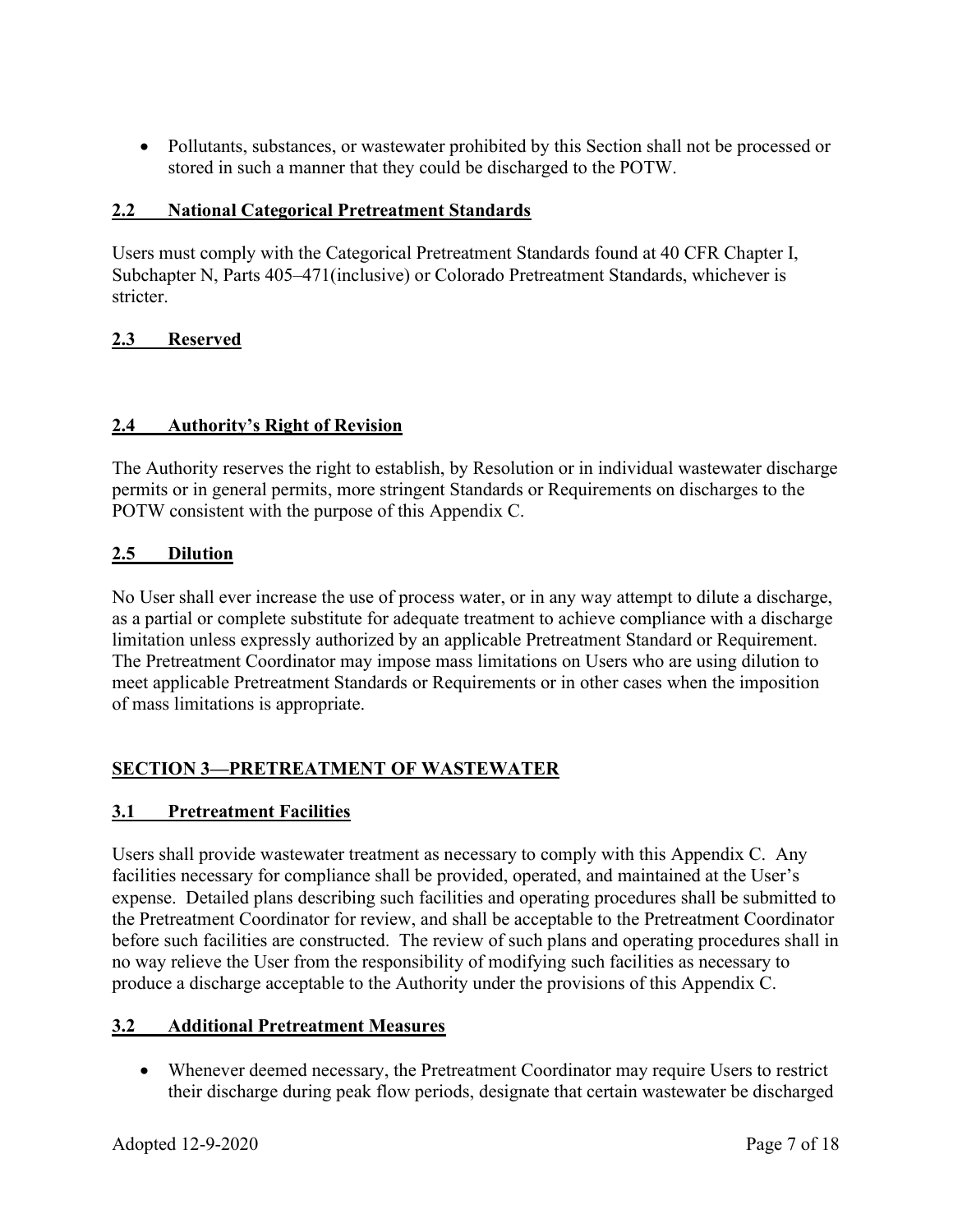- Pollutants, substances, or wastewater prohibited by this Section shall not be processed or stored in such a manner that they could be discharged to the POTW.

### 2.2 National Categorical Pretreatment Standards

Users must comply with the Categorical Pretreatment Standards found at 40 CFR Chapter I, Subchapter N, Parts 405–471(inclusive) or Colorado Pretreatment Standards, whichever is stricter.

### 2.3 Reserved

### 2.4 Authority's Right of Revision

The Authority reserves the right to establish, by Resolution or in individual wastewater discharge permits or in general permits, more stringent Standards or Requirements on discharges to the POTW consistent with the purpose of this Appendix C.

### 2.5 Dilution

No User shall ever increase the use of process water, or in any way attempt to dilute a discharge, as a partial or complete substitute for adequate treatment to achieve compliance with a discharge limitation unless expressly authorized by an applicable Pretreatment Standard or Requirement. The Pretreatment Coordinator may impose mass limitations on Users who are using dilution to meet applicable Pretreatment Standards or Requirements or in other cases when the imposition of mass limitations is appropriate.

## SECTION 3—PRETREATMENT OF WASTEWATER

### 3.1 Pretreatment Facilities

Users shall provide wastewater treatment as necessary to comply with this Appendix C. Any facilities necessary for compliance shall be provided, operated, and maintained at the User's expense. Detailed plans describing such facilities and operating procedures shall be submitted to the Pretreatment Coordinator for review, and shall be acceptable to the Pretreatment Coordinator before such facilities are constructed. The review of such plans and operating procedures shall in no way relieve the User from the responsibility of modifying such facilities as necessary to produce a discharge acceptable to the Authority under the provisions of this Appendix C.

### 3.2 Additional Pretreatment Measures

- Whenever deemed necessary, the Pretreatment Coordinator may require Users to restrict their discharge during peak flow periods, designate that certain wastewater be discharged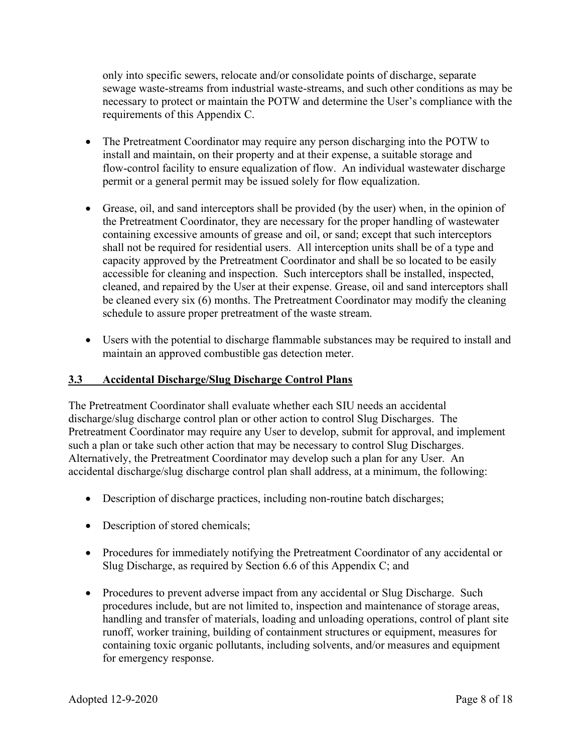only into specific sewers, relocate and/or consolidate points of discharge, separate sewage waste-streams from industrial waste-streams, and such other conditions as may be necessary to protect or maintain the POTW and determine the User's compliance with the requirements of this Appendix C.

- The Pretreatment Coordinator may require any person discharging into the POTW to install and maintain, on their property and at their expense, a suitable storage and flow-control facility to ensure equalization of flow. An individual wastewater discharge permit or a general permit may be issued solely for flow equalization.

- Grease, oil, and sand interceptors shall be provided (by the user) when, in the opinion of the Pretreatment Coordinator, they are necessary for the proper handling of wastewater containing excessive amounts of grease and oil, or sand; except that such interceptors shall not be required for residential users. All interception units shall be of a type and capacity approved by the Pretreatment Coordinator and shall be so located to be easily accessible for cleaning and inspection. Such interceptors shall be installed, inspected, cleaned, and repaired by the User at their expense. Grease, oil and sand interceptors shall be cleaned every six (6) months. The Pretreatment Coordinator may modify the cleaning schedule to assure proper pretreatment of the waste stream.

- Users with the potential to discharge flammable substances may be required to install and maintain an approved combustible gas detection meter.

## 3.3 Accidental Discharge/Slug Discharge Control Plans

The Pretreatment Coordinator shall evaluate whether each SIU needs an accidental discharge/slug discharge control plan or other action to control Slug Discharges. The Pretreatment Coordinator may require any User to develop, submit for approval, and implement such a plan or take such other action that may be necessary to control Slug Discharges. Alternatively, the Pretreatment Coordinator may develop such a plan for any User. An accidental discharge/slug discharge control plan shall address, at a minimum, the following:

- Description of discharge practices, including non-routine batch discharges;

- Description of stored chemicals;

- Procedures for immediately notifying the Pretreatment Coordinator of any accidental or Slug Discharge, as required by Section 6.6 of this Appendix C; and

- Procedures to prevent adverse impact from any accidental or Slug Discharge. Such procedures include, but are not limited to, inspection and maintenance of storage areas, handling and transfer of materials, loading and unloading operations, control of plant site runoff, worker training, building of containment structures or equipment, measures for containing toxic organic pollutants, including solvents, and/or measures and equipment for emergency response.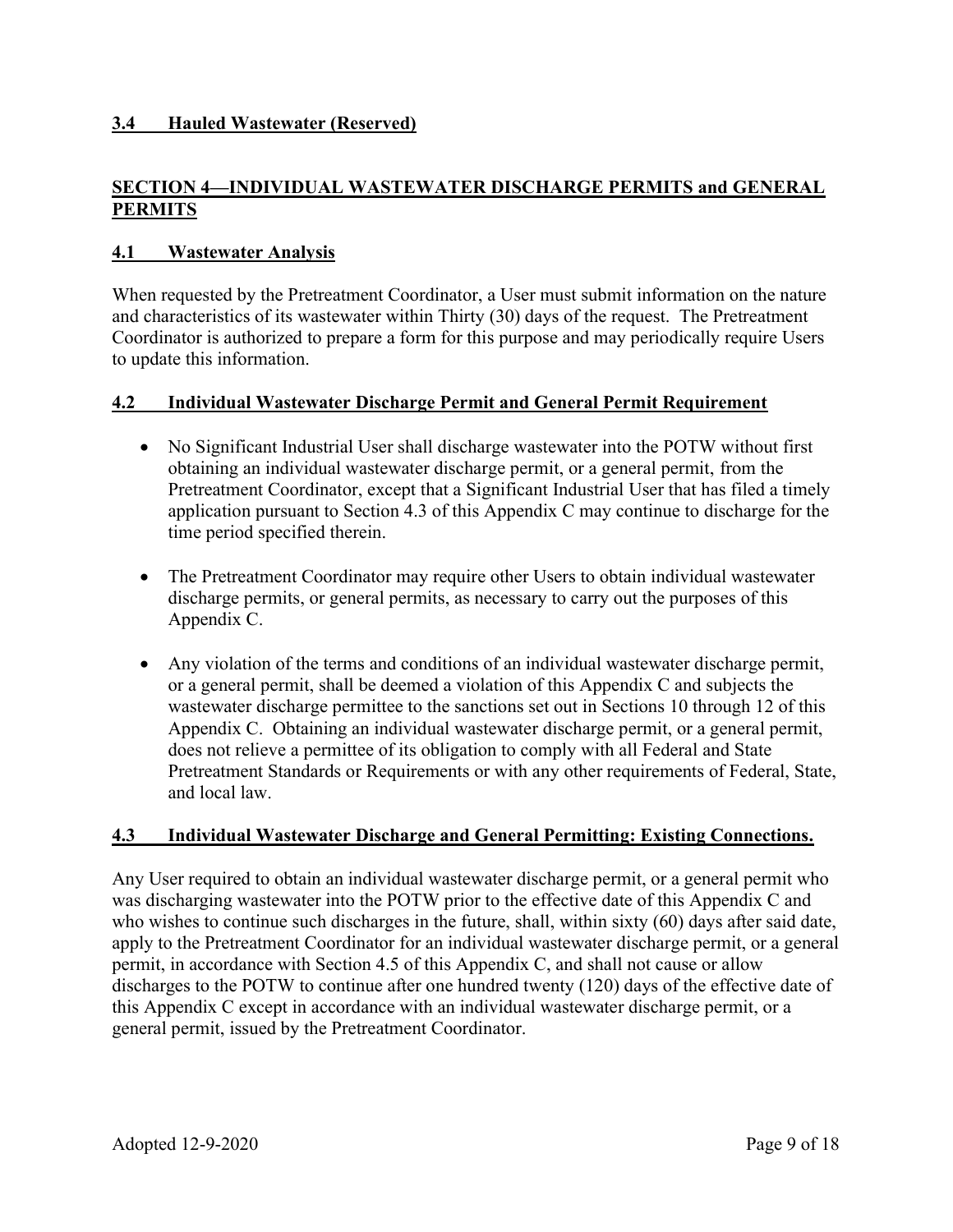### 3.4 Hauled Wastewater (Reserved)

## SECTION 4—INDIVIDUAL WASTEWATER DISCHARGE PERMITS and GENERAL PERMITS

### 4.1 Wastewater Analysis

When requested by the Pretreatment Coordinator, a User must submit information on the nature and characteristics of its wastewater within Thirty (30) days of the request. The Pretreatment Coordinator is authorized to prepare a form for this purpose and may periodically require Users to update this information.

### 4.2 Individual Wastewater Discharge Permit and General Permit Requirement

- No Significant Industrial User shall discharge wastewater into the POTW without first obtaining an individual wastewater discharge permit, or a general permit, from the Pretreatment Coordinator, except that a Significant Industrial User that has filed a timely application pursuant to Section 4.3 of this Appendix C may continue to discharge for the time period specified therein.

- The Pretreatment Coordinator may require other Users to obtain individual wastewater discharge permits, or general permits, as necessary to carry out the purposes of this Appendix C.

- Any violation of the terms and conditions of an individual wastewater discharge permit, or a general permit, shall be deemed a violation of this Appendix C and subjects the wastewater discharge permittee to the sanctions set out in Sections 10 through 12 of this Appendix C. Obtaining an individual wastewater discharge permit, or a general permit, does not relieve a permittee of its obligation to comply with all Federal and State Pretreatment Standards or Requirements or with any other requirements of Federal, State, and local law.

### 4.3 Individual Wastewater Discharge and General Permitting: Existing Connections.

Any User required to obtain an individual wastewater discharge permit, or a general permit who was discharging wastewater into the POTW prior to the effective date of this Appendix C and who wishes to continue such discharges in the future, shall, within sixty (60) days after said date, apply to the Pretreatment Coordinator for an individual wastewater discharge permit, or a general permit, in accordance with Section 4.5 of this Appendix C, and shall not cause or allow discharges to the POTW to continue after one hundred twenty (120) days of the effective date of this Appendix C except in accordance with an individual wastewater discharge permit, or a general permit, issued by the Pretreatment Coordinator.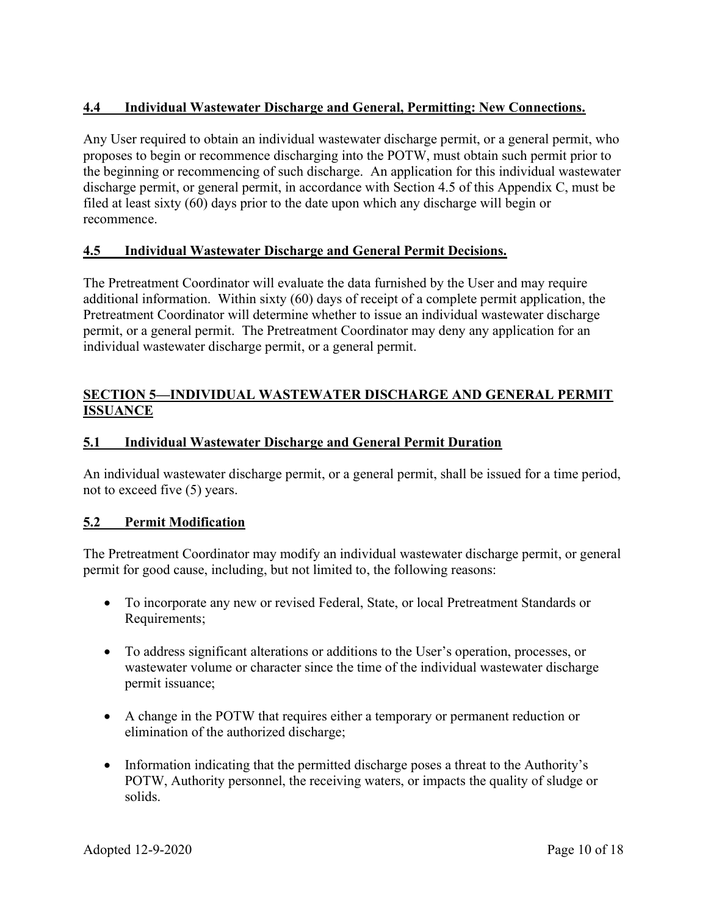### 4.4 Individual Wastewater Discharge and General, Permitting: New Connections.

Any User required to obtain an individual wastewater discharge permit, or a general permit, who proposes to begin or recommence discharging into the POTW, must obtain such permit prior to the beginning or recommencing of such discharge. An application for this individual wastewater discharge permit, or general permit, in accordance with Section 4.5 of this Appendix C, must be filed at least sixty (60) days prior to the date upon which any discharge will begin or recommence.

### 4.5 Individual Wastewater Discharge and General Permit Decisions.

The Pretreatment Coordinator will evaluate the data furnished by the User and may require additional information. Within sixty (60) days of receipt of a complete permit application, the Pretreatment Coordinator will determine whether to issue an individual wastewater discharge permit, or a general permit. The Pretreatment Coordinator may deny any application for an individual wastewater discharge permit, or a general permit.

## SECTION 5—INDIVIDUAL WASTEWATER DISCHARGE AND GENERAL PERMIT ISSUANCE

### 5.1 Individual Wastewater Discharge and General Permit Duration

An individual wastewater discharge permit, or a general permit, shall be issued for a time period, not to exceed five (5) years.

### 5.2 Permit Modification

The Pretreatment Coordinator may modify an individual wastewater discharge permit, or general permit for good cause, including, but not limited to, the following reasons:

- To incorporate any new or revised Federal, State, or local Pretreatment Standards or Requirements;
- To address significant alterations or additions to the User's operation, processes, or wastewater volume or character since the time of the individual wastewater discharge permit issuance;
- A change in the POTW that requires either a temporary or permanent reduction or elimination of the authorized discharge;
- Information indicating that the permitted discharge poses a threat to the Authority's POTW, Authority personnel, the receiving waters, or impacts the quality of sludge or solids.

Adopted 12-9-2020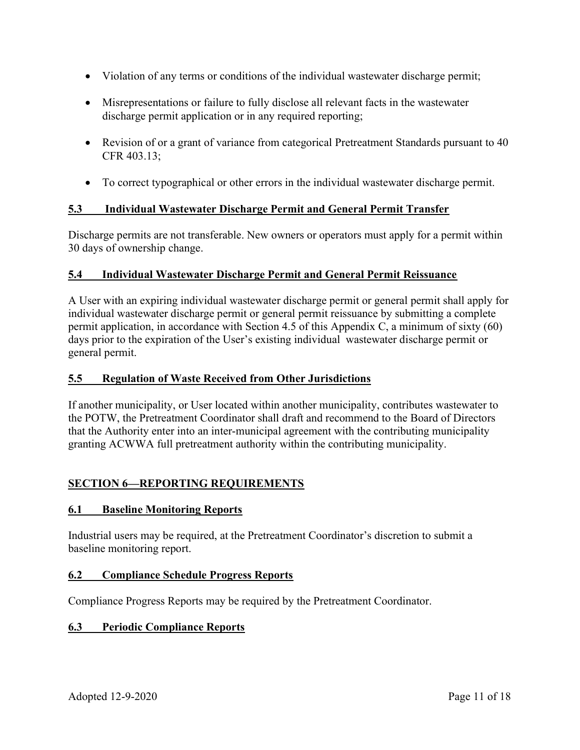- Violation of any terms or conditions of the individual wastewater discharge permit;
- Misrepresentations or failure to fully disclose all relevant facts in the wastewater discharge permit application or in any required reporting;
- Revision of or a grant of variance from categorical Pretreatment Standards pursuant to 40 CFR 403.13;
- To correct typographical or other errors in the individual wastewater discharge permit.

### 5.3 Individual Wastewater Discharge Permit and General Permit Transfer

Discharge permits are not transferable. New owners or operators must apply for a permit within 30 days of ownership change.

### 5.4 Individual Wastewater Discharge Permit and General Permit Reissuance

A User with an expiring individual wastewater discharge permit or general permit shall apply for individual wastewater discharge permit or general permit reissuance by submitting a complete permit application, in accordance with Section 4.5 of this Appendix C, a minimum of sixty (60) days prior to the expiration of the User's existing individual wastewater discharge permit or general permit.

### 5.5 Regulation of Waste Received from Other Jurisdictions

If another municipality, or User located within another municipality, contributes wastewater to the POTW, the Pretreatment Coordinator shall draft and recommend to the Board of Directors that the Authority enter into an inter-municipal agreement with the contributing municipality granting ACWWA full pretreatment authority within the contributing municipality.

## SECTION 6—REPORTING REQUIREMENTS

### 6.1 Baseline Monitoring Reports

Industrial users may be required, at the Pretreatment Coordinator's discretion to submit a baseline monitoring report.

### 6.2 Compliance Schedule Progress Reports

Compliance Progress Reports may be required by the Pretreatment Coordinator.

### 6.3 Periodic Compliance Reports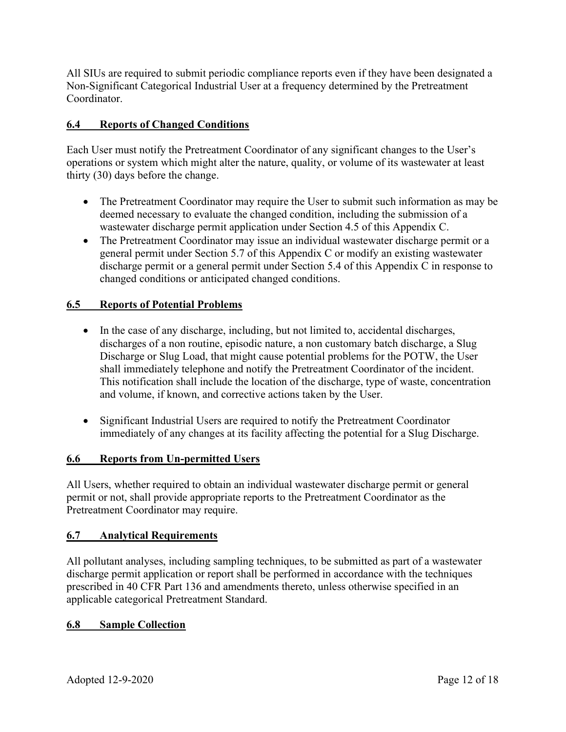All SIUs are required to submit periodic compliance reports even if they have been designated a Non-Significant Categorical Industrial User at a frequency determined by the Pretreatment Coordinator.

### 6.4 Reports of Changed Conditions

Each User must notify the Pretreatment Coordinator of any significant changes to the User's operations or system which might alter the nature, quality, or volume of its wastewater at least thirty (30) days before the change.

- The Pretreatment Coordinator may require the User to submit such information as may be deemed necessary to evaluate the changed condition, including the submission of a wastewater discharge permit application under Section 4.5 of this Appendix C.
- The Pretreatment Coordinator may issue an individual wastewater discharge permit or a general permit under Section 5.7 of this Appendix C or modify an existing wastewater discharge permit or a general permit under Section 5.4 of this Appendix C in response to changed conditions or anticipated changed conditions.

### 6.5 Reports of Potential Problems

- In the case of any discharge, including, but not limited to, accidental discharges, discharges of a non routine, episodic nature, a non customary batch discharge, a Slug Discharge or Slug Load, that might cause potential problems for the POTW, the User shall immediately telephone and notify the Pretreatment Coordinator of the incident. This notification shall include the location of the discharge, type of waste, concentration and volume, if known, and corrective actions taken by the User.

- Significant Industrial Users are required to notify the Pretreatment Coordinator immediately of any changes at its facility affecting the potential for a Slug Discharge.

### 6.6 Reports from Un-permitted Users

All Users, whether required to obtain an individual wastewater discharge permit or general permit or not, shall provide appropriate reports to the Pretreatment Coordinator as the Pretreatment Coordinator may require.

### 6.7 Analytical Requirements

All pollutant analyses, including sampling techniques, to be submitted as part of a wastewater discharge permit application or report shall be performed in accordance with the techniques prescribed in 40 CFR Part 136 and amendments thereto, unless otherwise specified in an applicable categorical Pretreatment Standard.

### 6.8 Sample Collection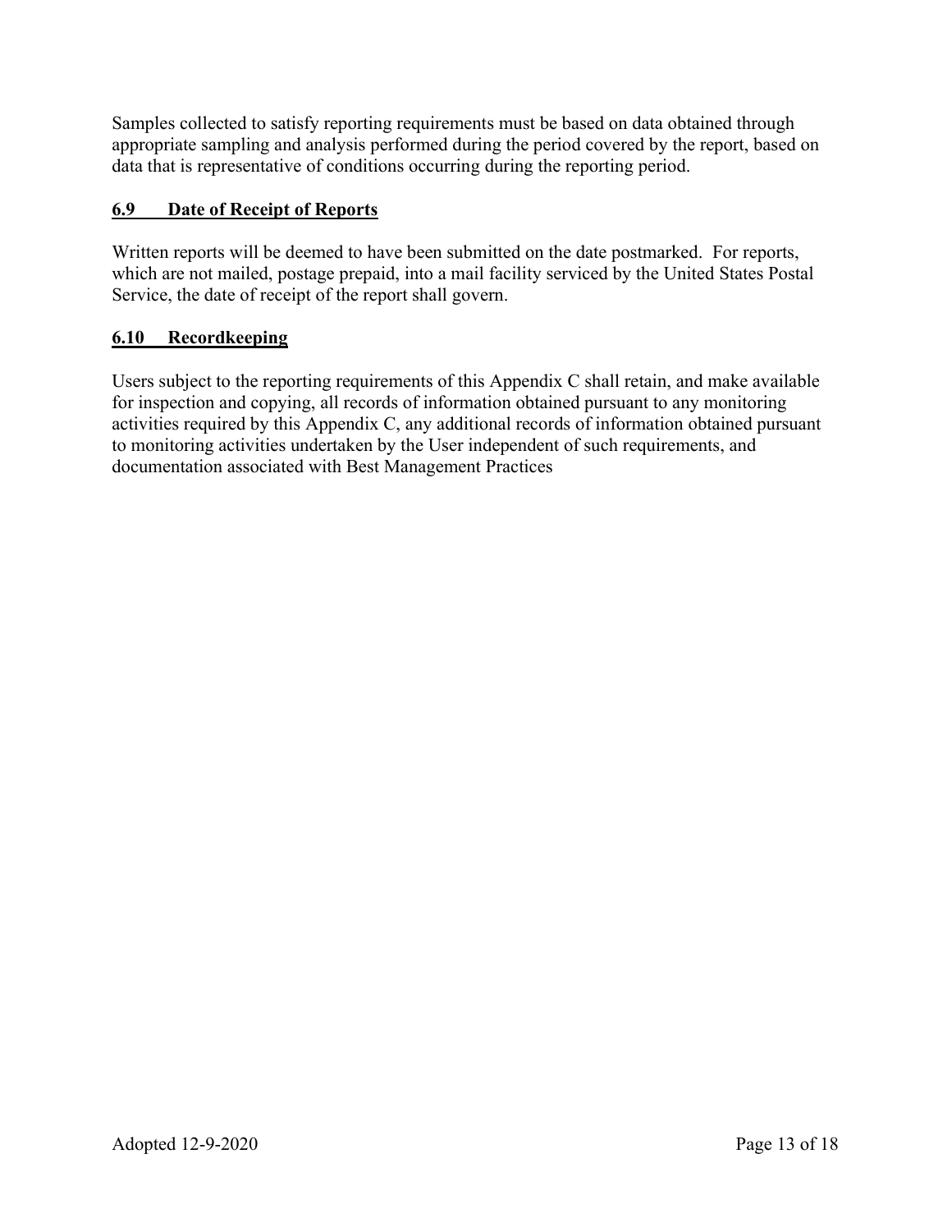Samples collected to satisfy reporting requirements must be based on data obtained through appropriate sampling and analysis performed during the period covered by the report, based on data that is representative of conditions occurring during the reporting period.

### 6.9 Date of Receipt of Reports

Written reports will be deemed to have been submitted on the date postmarked. For reports, which are not mailed, postage prepaid, into a mail facility serviced by the United States Postal Service, the date of receipt of the report shall govern.

### 6.10 Recordkeeping

Users subject to the reporting requirements of this Appendix C shall retain, and make available for inspection and copying, all records of information obtained pursuant to any monitoring activities required by this Appendix C, any additional records of information obtained pursuant to monitoring activities undertaken by the User independent of such requirements, and documentation associated with Best Management Practices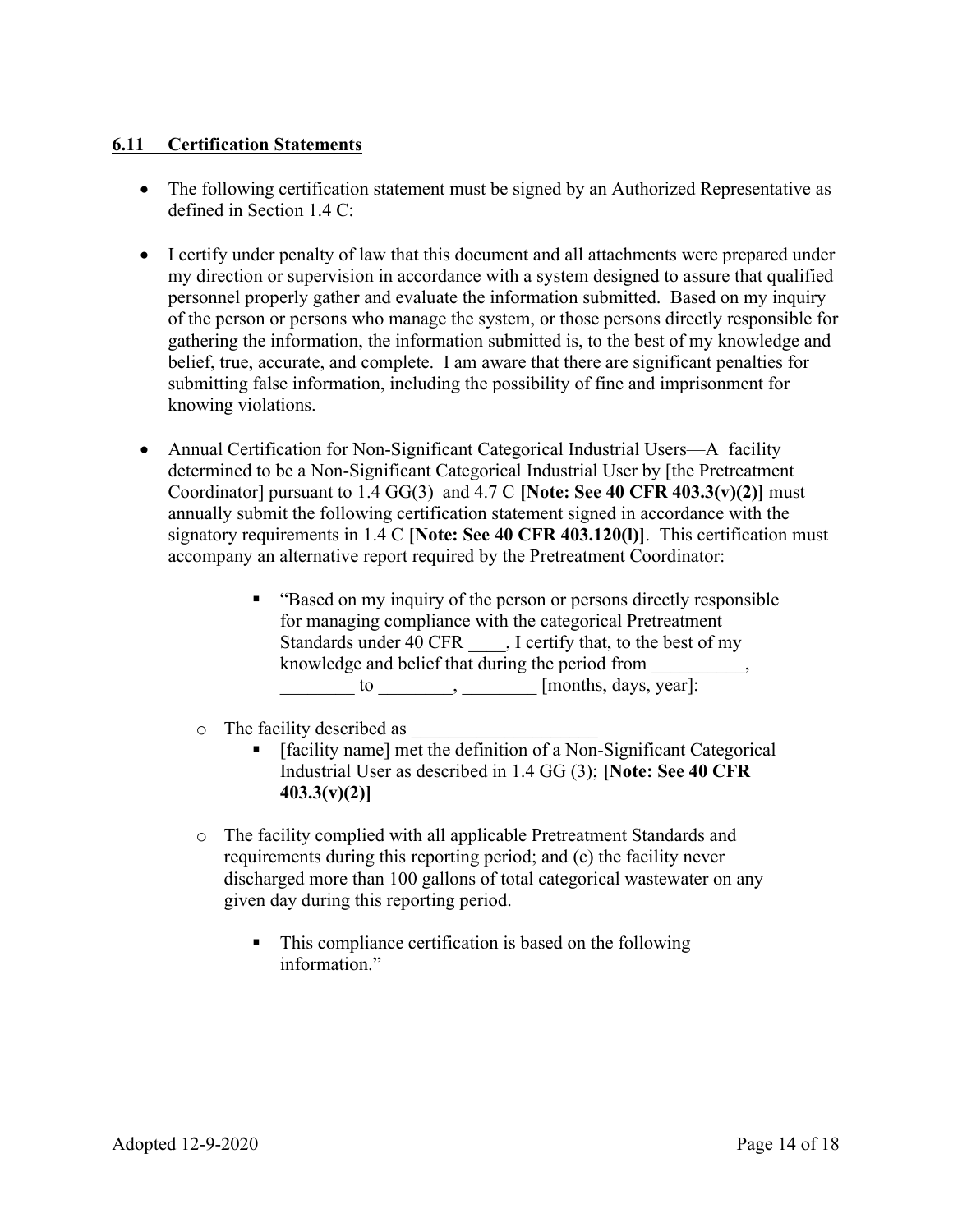## 6.11 Certification Statements

- The following certification statement must be signed by an Authorized Representative as defined in Section 1.4 C:

- I certify under penalty of law that this document and all attachments were prepared under my direction or supervision in accordance with a system designed to assure that qualified personnel properly gather and evaluate the information submitted. Based on my inquiry of the person or persons who manage the system, or those persons directly responsible for gathering the information, the information submitted is, to the best of my knowledge and belief, true, accurate, and complete. I am aware that there are significant penalties for submitting false information, including the possibility of fine and imprisonment for knowing violations.

- Annual Certification for Non-Significant Categorical Industrial Users—A facility determined to be a Non-Significant Categorical Industrial User by [the Pretreatment Coordinator] pursuant to 1.4 GG(3) and 4.7 C **[Note: See 40 CFR 403.3(v)(2)]** must annually submit the following certification statement signed in accordance with the signatory requirements in 1.4 C **[Note: See 40 CFR 403.120(l)]**. This certification must accompany an alternative report required by the Pretreatment Coordinator:

    - "Based on my inquiry of the person or persons directly responsible for managing compliance with the categorical Pretreatment Standards under 40 CFR ____, I certify that, to the best of my knowledge and belief that during the period from __________, ________ to ________, ________ [months, days, year]:

    - The facility described as ____________________
        - [facility name] met the definition of a Non-Significant Categorical Industrial User as described in 1.4 GG (3); **[Note: See 40 CFR 403.3(v)(2)]**

    - The facility complied with all applicable Pretreatment Standards and requirements during this reporting period; and (c) the facility never discharged more than 100 gallons of total categorical wastewater on any given day during this reporting period.

        - This compliance certification is based on the following information."

Adopted 12-9-2020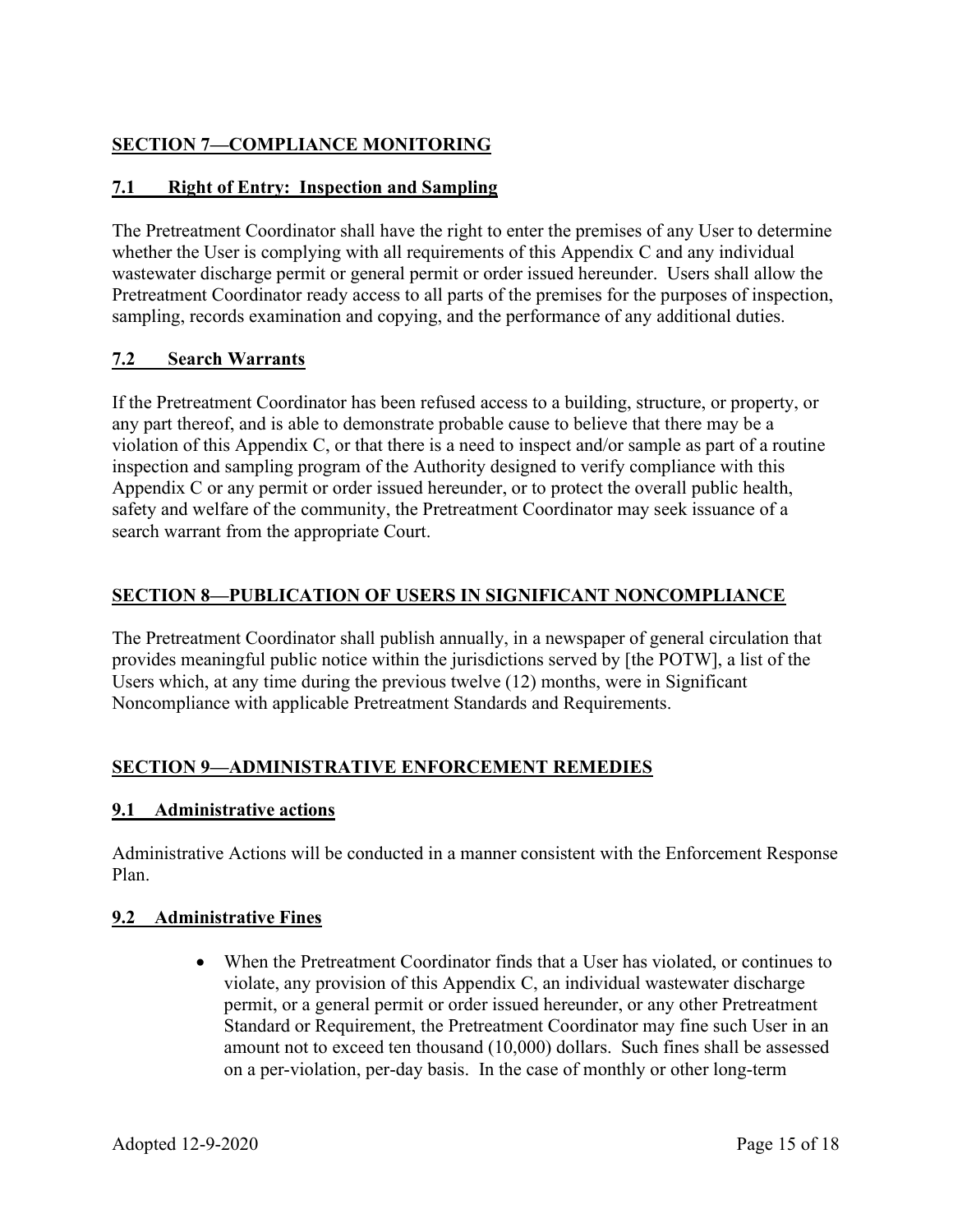## SECTION 7—COMPLIANCE MONITORING

### 7.1 Right of Entry: Inspection and Sampling

The Pretreatment Coordinator shall have the right to enter the premises of any User to determine whether the User is complying with all requirements of this Appendix C and any individual wastewater discharge permit or general permit or order issued hereunder. Users shall allow the Pretreatment Coordinator ready access to all parts of the premises for the purposes of inspection, sampling, records examination and copying, and the performance of any additional duties.

### 7.2 Search Warrants

If the Pretreatment Coordinator has been refused access to a building, structure, or property, or any part thereof, and is able to demonstrate probable cause to believe that there may be a violation of this Appendix C, or that there is a need to inspect and/or sample as part of a routine inspection and sampling program of the Authority designed to verify compliance with this Appendix C or any permit or order issued hereunder, or to protect the overall public health, safety and welfare of the community, the Pretreatment Coordinator may seek issuance of a search warrant from the appropriate Court.

## SECTION 8—PUBLICATION OF USERS IN SIGNIFICANT NONCOMPLIANCE

The Pretreatment Coordinator shall publish annually, in a newspaper of general circulation that provides meaningful public notice within the jurisdictions served by [the POTW], a list of the Users which, at any time during the previous twelve (12) months, were in Significant Noncompliance with applicable Pretreatment Standards and Requirements.

## SECTION 9—ADMINISTRATIVE ENFORCEMENT REMEDIES

### 9.1 Administrative actions

Administrative Actions will be conducted in a manner consistent with the Enforcement Response Plan.

### 9.2 Administrative Fines

- When the Pretreatment Coordinator finds that a User has violated, or continues to violate, any provision of this Appendix C, an individual wastewater discharge permit, or a general permit or order issued hereunder, or any other Pretreatment Standard or Requirement, the Pretreatment Coordinator may fine such User in an amount not to exceed ten thousand (10,000) dollars. Such fines shall be assessed on a per-violation, per-day basis. In the case of monthly or other long-term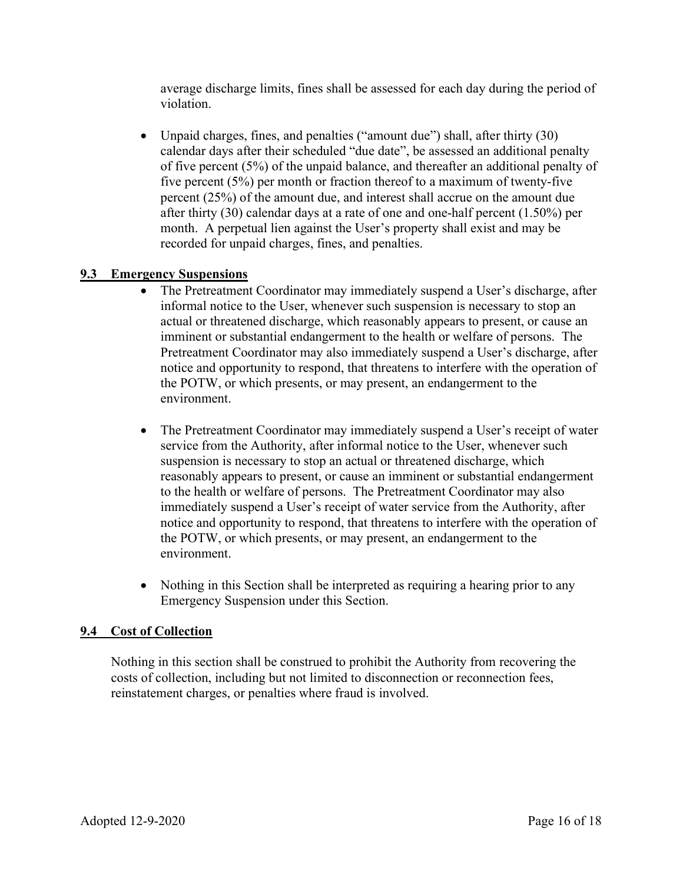average discharge limits, fines shall be assessed for each day during the period of violation.

- Unpaid charges, fines, and penalties ("amount due") shall, after thirty (30) calendar days after their scheduled "due date", be assessed an additional penalty of five percent (5%) of the unpaid balance, and thereafter an additional penalty of five percent (5%) per month or fraction thereof to a maximum of twenty-five percent (25%) of the amount due, and interest shall accrue on the amount due after thirty (30) calendar days at a rate of one and one-half percent (1.50%) per month. A perpetual lien against the User's property shall exist and may be recorded for unpaid charges, fines, and penalties.

## 9.3 Emergency Suspensions

- The Pretreatment Coordinator may immediately suspend a User's discharge, after informal notice to the User, whenever such suspension is necessary to stop an actual or threatened discharge, which reasonably appears to present, or cause an imminent or substantial endangerment to the health or welfare of persons. The Pretreatment Coordinator may also immediately suspend a User's discharge, after notice and opportunity to respond, that threatens to interfere with the operation of the POTW, or which presents, or may present, an endangerment to the environment.

- The Pretreatment Coordinator may immediately suspend a User's receipt of water service from the Authority, after informal notice to the User, whenever such suspension is necessary to stop an actual or threatened discharge, which reasonably appears to present, or cause an imminent or substantial endangerment to the health or welfare of persons. The Pretreatment Coordinator may also immediately suspend a User's receipt of water service from the Authority, after notice and opportunity to respond, that threatens to interfere with the operation of the POTW, or which presents, or may present, an endangerment to the environment.

- Nothing in this Section shall be interpreted as requiring a hearing prior to any Emergency Suspension under this Section.

## 9.4 Cost of Collection

Nothing in this section shall be construed to prohibit the Authority from recovering the costs of collection, including but not limited to disconnection or reconnection fees, reinstatement charges, or penalties where fraud is involved.

Adopted 12-9-2020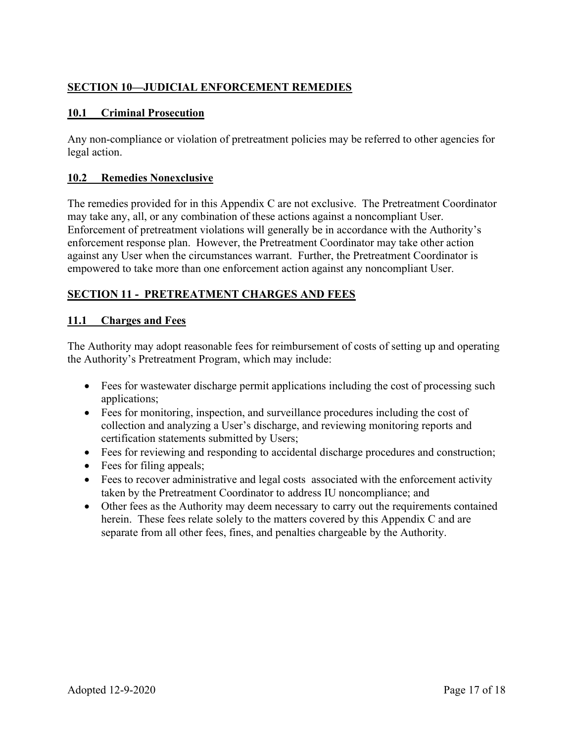## SECTION 10—JUDICIAL ENFORCEMENT REMEDIES

### 10.1 Criminal Prosecution

Any non-compliance or violation of pretreatment policies may be referred to other agencies for legal action.

### 10.2 Remedies Nonexclusive

The remedies provided for in this Appendix C are not exclusive. The Pretreatment Coordinator may take any, all, or any combination of these actions against a noncompliant User. Enforcement of pretreatment violations will generally be in accordance with the Authority's enforcement response plan. However, the Pretreatment Coordinator may take other action against any User when the circumstances warrant. Further, the Pretreatment Coordinator is empowered to take more than one enforcement action against any noncompliant User.

## SECTION 11 - PRETREATMENT CHARGES AND FEES

### 11.1 Charges and Fees

The Authority may adopt reasonable fees for reimbursement of costs of setting up and operating the Authority's Pretreatment Program, which may include:

- Fees for wastewater discharge permit applications including the cost of processing such applications;
- Fees for monitoring, inspection, and surveillance procedures including the cost of collection and analyzing a User's discharge, and reviewing monitoring reports and certification statements submitted by Users;
- Fees for reviewing and responding to accidental discharge procedures and construction;
- Fees for filing appeals;
- Fees to recover administrative and legal costs associated with the enforcement activity taken by the Pretreatment Coordinator to address IU noncompliance; and
- Other fees as the Authority may deem necessary to carry out the requirements contained herein. These fees relate solely to the matters covered by this Appendix C and are separate from all other fees, fines, and penalties chargeable by the Authority.

Adopted 12-9-2020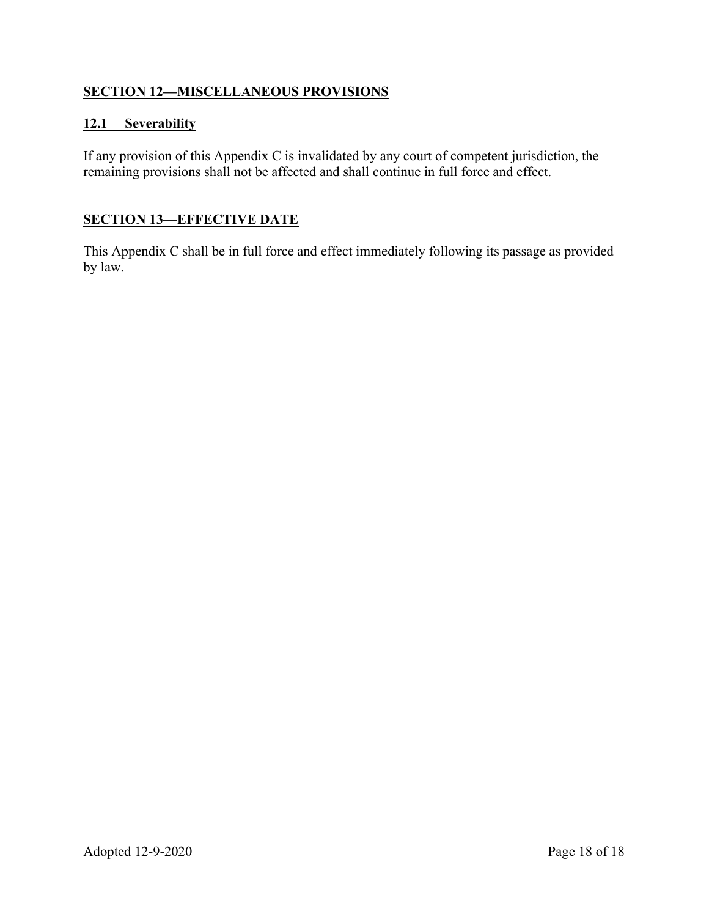## SECTION 12—MISCELLANEOUS PROVISIONS

### 12.1 Severability

If any provision of this Appendix C is invalidated by any court of competent jurisdiction, the remaining provisions shall not be affected and shall continue in full force and effect.

## SECTION 13—EFFECTIVE DATE

This Appendix C shall be in full force and effect immediately following its passage as provided by law.